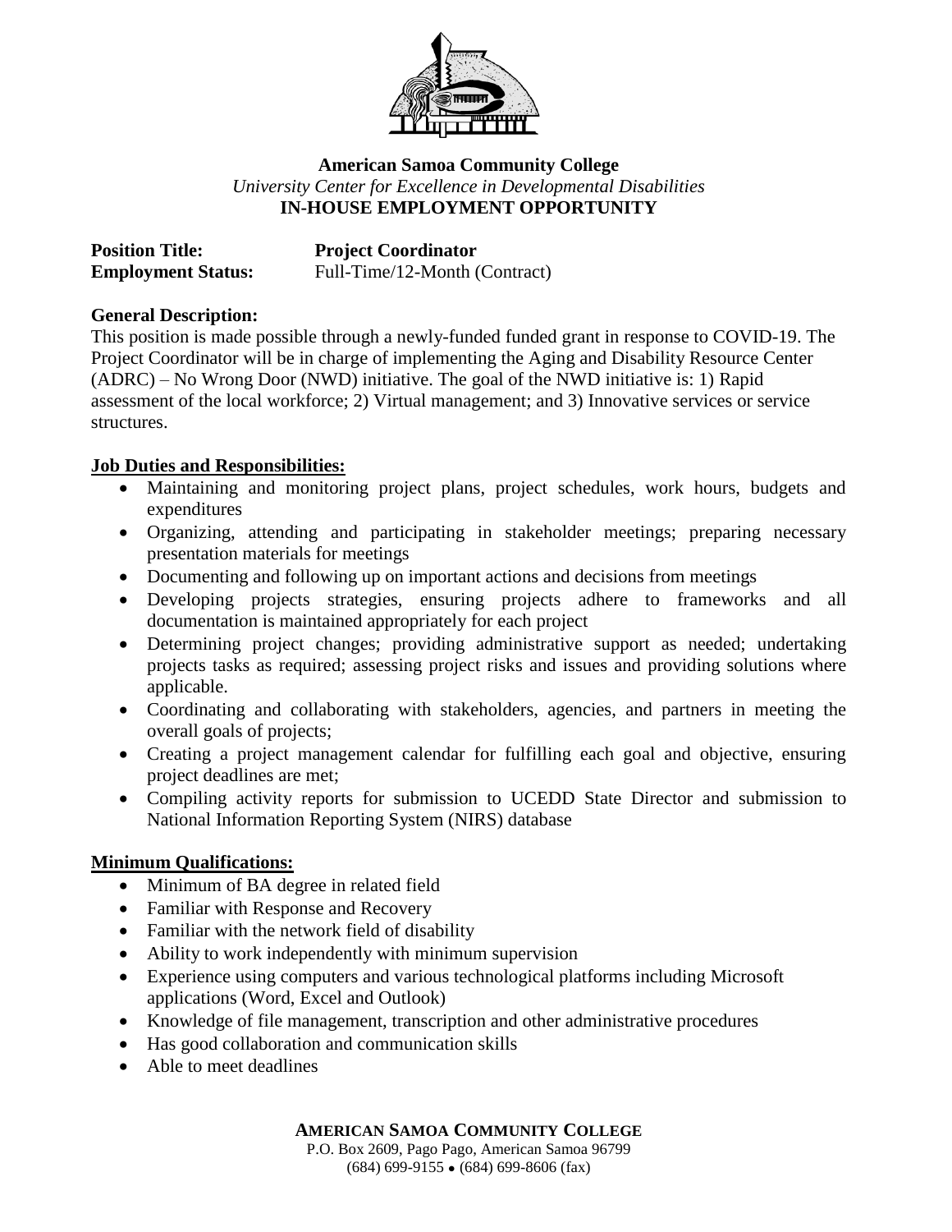**American Samoa Community College**
*University Center for Excellence in Developmental Disabilities*
**IN-HOUSE EMPLOYMENT OPPORTUNITY**

**Position Title:** **Project Coordinator**
**Employment Status:** Full-Time/12-Month (Contract)

**General Description:**
This position is made possible through a newly-funded funded grant in response to COVID-19. The Project Coordinator will be in charge of implementing the Aging and Disability Resource Center (ADRC) – No Wrong Door (NWD) initiative. The goal of the NWD initiative is: 1) Rapid assessment of the local workforce; 2) Virtual management; and 3) Innovative services or service structures.

**Job Duties and Responsibilities:**

- Maintaining and monitoring project plans, project schedules, work hours, budgets and expenditures
- Organizing, attending and participating in stakeholder meetings; preparing necessary presentation materials for meetings
- Documenting and following up on important actions and decisions from meetings
- Developing projects strategies, ensuring projects adhere to frameworks and all documentation is maintained appropriately for each project
- Determining project changes; providing administrative support as needed; undertaking projects tasks as required; assessing project risks and issues and providing solutions where applicable.
- Coordinating and collaborating with stakeholders, agencies, and partners in meeting the overall goals of projects;
- Creating a project management calendar for fulfilling each goal and objective, ensuring project deadlines are met;
- Compiling activity reports for submission to UCEDD State Director and submission to National Information Reporting System (NIRS) database

**Minimum Qualifications:**

- Minimum of BA degree in related field
- Familiar with Response and Recovery
- Familiar with the network field of disability
- Ability to work independently with minimum supervision
- Experience using computers and various technological platforms including Microsoft applications (Word, Excel and Outlook)
- Knowledge of file management, transcription and other administrative procedures
- Has good collaboration and communication skills
- Able to meet deadlines

**AMERICAN SAMOA COMMUNITY COLLEGE**
P.O. Box 2609, Pago Pago, American Samoa 96799
(684) 699-9155 • (684) 699-8606 (fax)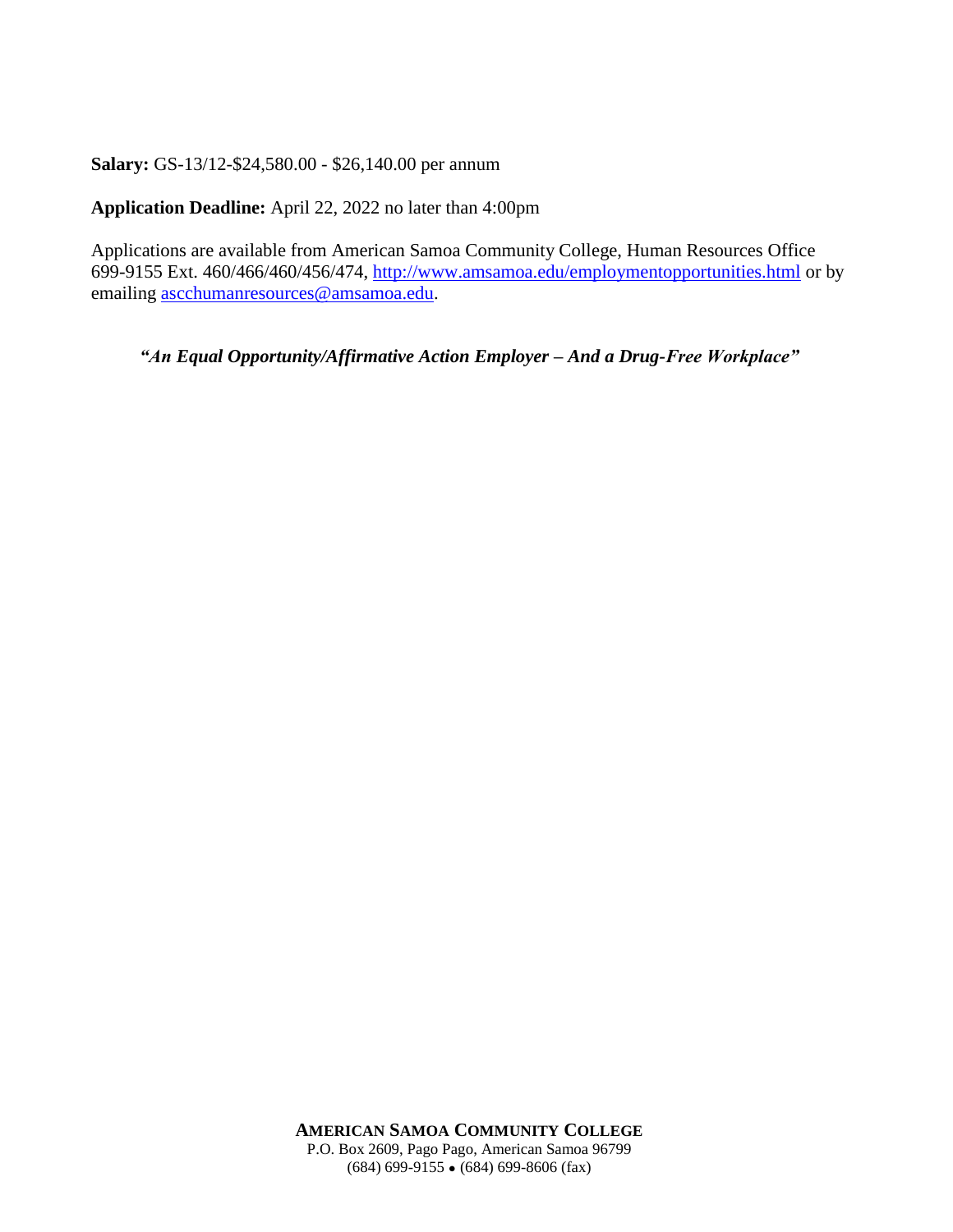**Salary:** GS-13/12-$24,580.00 - $26,140.00 per annum

**Application Deadline:** April 22, 2022 no later than 4:00pm

Applications are available from American Samoa Community College, Human Resources Office 699-9155 Ext. 460/466/460/456/474, http://www.amsamoa.edu/employmentopportunities.html or by emailing ascchumanresources@amsamoa.edu.

***"An Equal Opportunity/Affirmative Action Employer – And a Drug-Free Workplace"***

**AMERICAN SAMOA COMMUNITY COLLEGE**
P.O. Box 2609, Pago Pago, American Samoa 96799
(684) 699-9155 • (684) 699-8606 (fax)